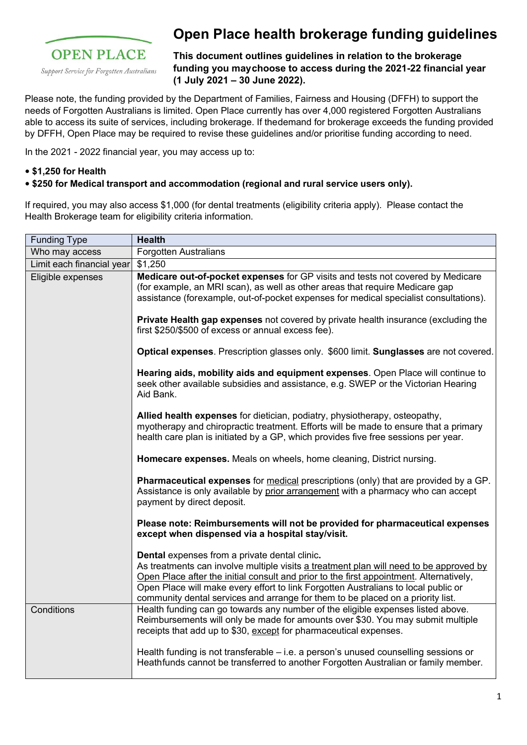OPEN PLACE

*Support Service for Forgotten Australians*

# Open Place health brokerage funding guidelines

**This document outlines guidelines in relation to the brokerage funding you maychoose to access during the 2021-22 financial year (1 July 2021 – 30 June 2022).**

Please note, the funding provided by the Department of Families, Fairness and Housing (DFFH) to support the needs of Forgotten Australians is limited. Open Place currently has over 4,000 registered Forgotten Australians able to access its suite of services, including brokerage. If thedemand for brokerage exceeds the funding provided by DFFH, Open Place may be required to revise these guidelines and/or prioritise funding according to need.

In the 2021 - 2022 financial year, you may access up to:

- **$1,250 for Health**
- **$250 for Medical transport and accommodation (regional and rural service users only).**

If required, you may also access $1,000 (for dental treatments (eligibility criteria apply). Please contact the Health Brokerage team for eligibility criteria information.

| Funding Type | **Health** |
|---|---|
| Who may access | Forgotten Australians |
| Limit each financial year | $1,250 |
| Eligible expenses | **Medicare out-of-pocket expenses** for GP visits and tests not covered by Medicare (for example, an MRI scan), as well as other areas that require Medicare gap assistance (forexample, out-of-pocket expenses for medical specialist consultations).<br><br>**Private Health gap expenses** not covered by private health insurance (excluding the first $250/$500 of excess or annual excess fee).<br><br>**Optical expenses**. Prescription glasses only. $600 limit. **Sunglasses** are not covered.<br><br>**Hearing aids, mobility aids and equipment expenses**. Open Place will continue to seek other available subsidies and assistance, e.g. SWEP or the Victorian Hearing Aid Bank.<br><br>**Allied health expenses** for dietician, podiatry, physiotherapy, osteopathy, myotherapy and chiropractic treatment. Efforts will be made to ensure that a primary health care plan is initiated by a GP, which provides five free sessions per year.<br><br>**Homecare expenses.** Meals on wheels, home cleaning, District nursing.<br><br>**Pharmaceutical expenses** for medical prescriptions (only) that are provided by a GP. Assistance is only available by prior arrangement with a pharmacy who can accept payment by direct deposit.<br><br>**Please note: Reimbursements will not be provided for pharmaceutical expenses except when dispensed via a hospital stay/visit.**<br><br>**Dental** expenses from a private dental clinic**.**<br>As treatments can involve multiple visits a treatment plan will need to be approved by Open Place after the initial consult and prior to the first appointment. Alternatively, Open Place will make every effort to link Forgotten Australians to local public or community dental services and arrange for them to be placed on a priority list. |
| Conditions | Health funding can go towards any number of the eligible expenses listed above. Reimbursements will only be made for amounts over $30. You may submit multiple receipts that add up to $30, except for pharmaceutical expenses.<br><br>Health funding is not transferable – i.e. a person's unused counselling sessions or Heathfunds cannot be transferred to another Forgotten Australian or family member. |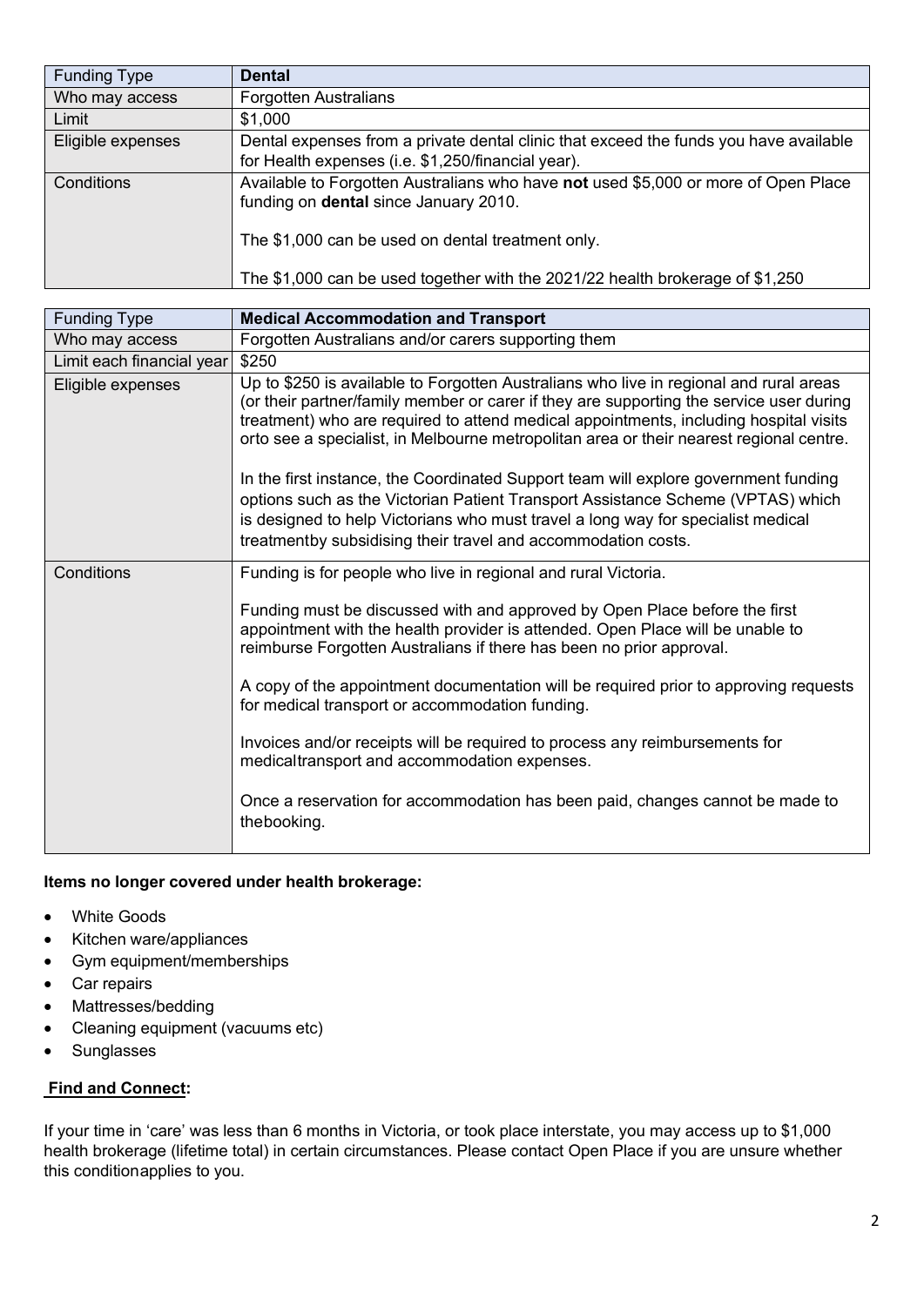| Funding Type | **Dental** |
|---|---|
| Who may access | Forgotten Australians |
| Limit | $1,000 |
| Eligible expenses | Dental expenses from a private dental clinic that exceed the funds you have available for Health expenses (i.e. $1,250/financial year). |
| Conditions | Available to Forgotten Australians who have **not** used $5,000 or more of Open Place funding on **dental** since January 2010.<br><br>The $1,000 can be used on dental treatment only.<br><br>The $1,000 can be used together with the 2021/22 health brokerage of $1,250 |

| Funding Type | **Medical Accommodation and Transport** |
|---|---|
| Who may access | Forgotten Australians and/or carers supporting them |
| Limit each financial year | $250 |
| Eligible expenses | Up to $250 is available to Forgotten Australians who live in regional and rural areas (or their partner/family member or carer if they are supporting the service user during treatment) who are required to attend medical appointments, including hospital visits orto see a specialist, in Melbourne metropolitan area or their nearest regional centre.<br><br>In the first instance, the Coordinated Support team will explore government funding options such as the Victorian Patient Transport Assistance Scheme (VPTAS) which is designed to help Victorians who must travel a long way for specialist medical treatmentby subsidising their travel and accommodation costs. |
| Conditions | Funding is for people who live in regional and rural Victoria.<br><br>Funding must be discussed with and approved by Open Place before the first appointment with the health provider is attended. Open Place will be unable to reimburse Forgotten Australians if there has been no prior approval.<br><br>A copy of the appointment documentation will be required prior to approving requests for medical transport or accommodation funding.<br><br>Invoices and/or receipts will be required to process any reimbursements for medicaltransport and accommodation expenses.<br><br>Once a reservation for accommodation has been paid, changes cannot be made to thebooking. |

**Items no longer covered under health brokerage:**

- White Goods
- Kitchen ware/appliances
- Gym equipment/memberships
- Car repairs
- Mattresses/bedding
- Cleaning equipment (vacuums etc)
- Sunglasses

**Find and Connect:**

If your time in 'care' was less than 6 months in Victoria, or took place interstate, you may access up to $1,000 health brokerage (lifetime total) in certain circumstances. Please contact Open Place if you are unsure whether this conditionapplies to you.